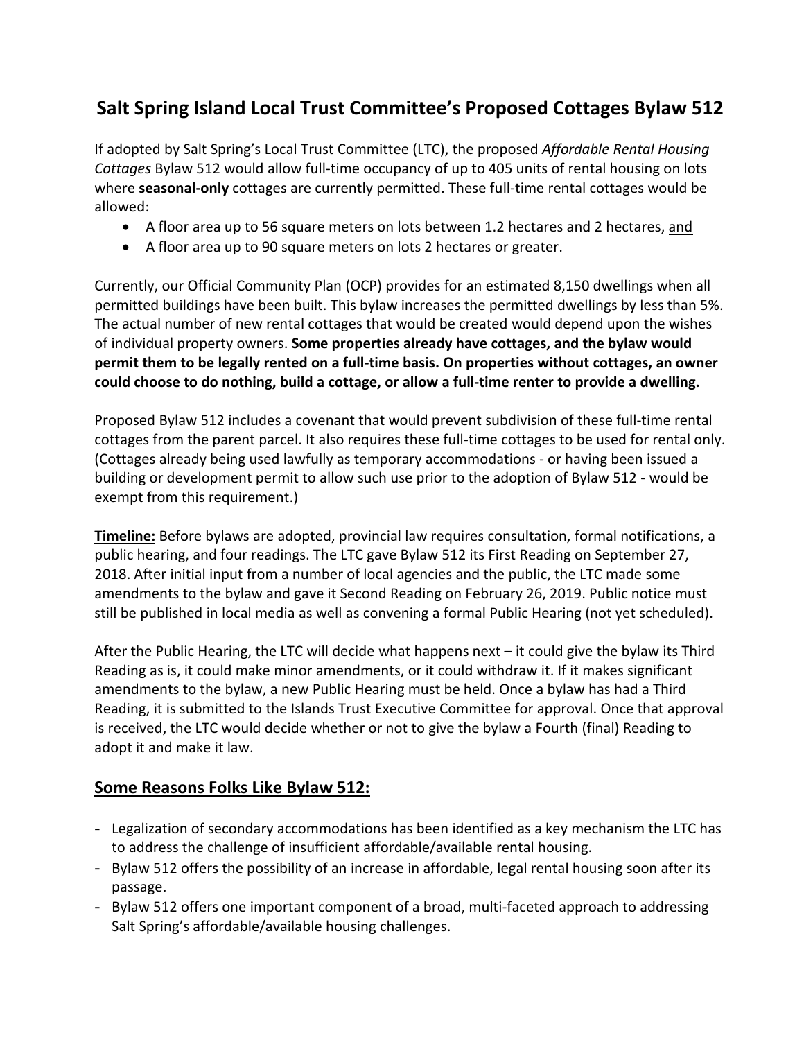# Salt Spring Island Local Trust Committee's Proposed Cottages Bylaw 512

If adopted by Salt Spring's Local Trust Committee (LTC), the proposed *Affordable Rental Housing Cottages* Bylaw 512 would allow full-time occupancy of up to 405 units of rental housing on lots where **seasonal-only** cottages are currently permitted. These full-time rental cottages would be allowed:

- A floor area up to 56 square meters on lots between 1.2 hectares and 2 hectares, <u>and</u>
- A floor area up to 90 square meters on lots 2 hectares or greater.

Currently, our Official Community Plan (OCP) provides for an estimated 8,150 dwellings when all permitted buildings have been built. This bylaw increases the permitted dwellings by less than 5%. The actual number of new rental cottages that would be created would depend upon the wishes of individual property owners. **Some properties already have cottages, and the bylaw would permit them to be legally rented on a full-time basis. On properties without cottages, an owner could choose to do nothing, build a cottage, or allow a full-time renter to provide a dwelling.**

Proposed Bylaw 512 includes a covenant that would prevent subdivision of these full-time rental cottages from the parent parcel. It also requires these full-time cottages to be used for rental only. (Cottages already being used lawfully as temporary accommodations - or having been issued a building or development permit to allow such use prior to the adoption of Bylaw 512 - would be exempt from this requirement.)

<u>**Timeline:**</u> Before bylaws are adopted, provincial law requires consultation, formal notifications, a public hearing, and four readings. The LTC gave Bylaw 512 its First Reading on September 27, 2018. After initial input from a number of local agencies and the public, the LTC made some amendments to the bylaw and gave it Second Reading on February 26, 2019. Public notice must still be published in local media as well as convening a formal Public Hearing (not yet scheduled).

After the Public Hearing, the LTC will decide what happens next – it could give the bylaw its Third Reading as is, it could make minor amendments, or it could withdraw it. If it makes significant amendments to the bylaw, a new Public Hearing must be held. Once a bylaw has had a Third Reading, it is submitted to the Islands Trust Executive Committee for approval. Once that approval is received, the LTC would decide whether or not to give the bylaw a Fourth (final) Reading to adopt it and make it law.

## <u>Some Reasons Folks Like Bylaw 512:</u>

- Legalization of secondary accommodations has been identified as a key mechanism the LTC has to address the challenge of insufficient affordable/available rental housing.
- Bylaw 512 offers the possibility of an increase in affordable, legal rental housing soon after its passage.
- Bylaw 512 offers one important component of a broad, multi-faceted approach to addressing Salt Spring's affordable/available housing challenges.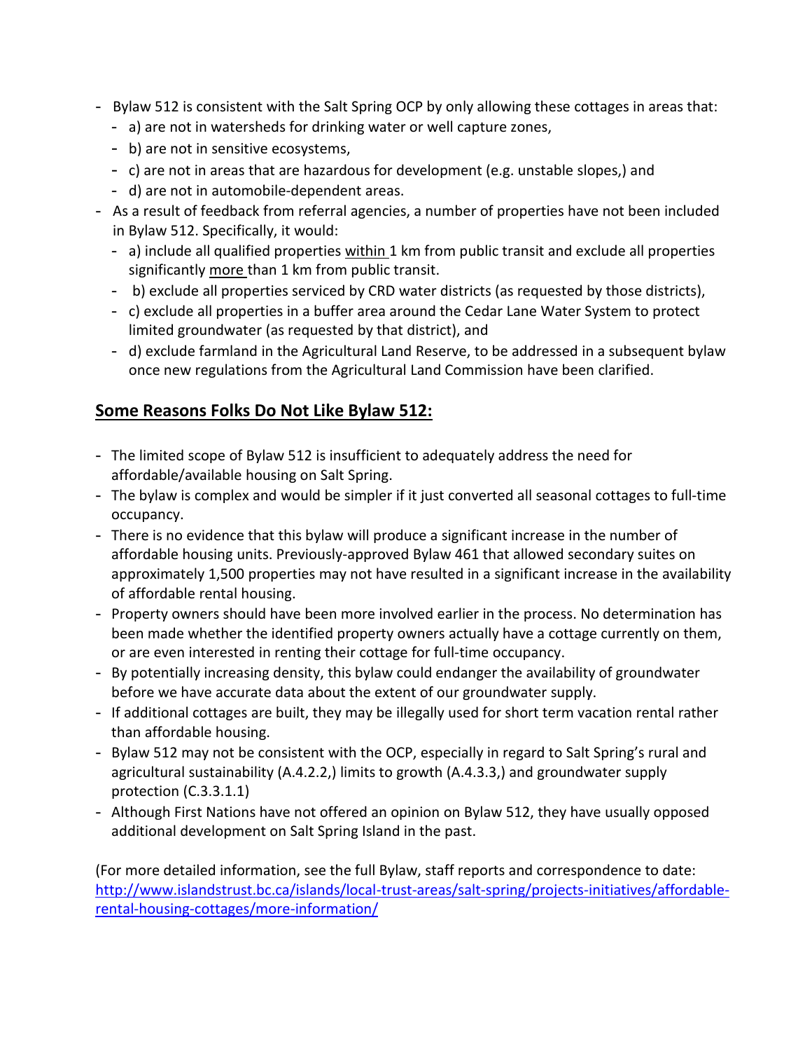- Bylaw 512 is consistent with the Salt Spring OCP by only allowing these cottages in areas that:
  - a) are not in watersheds for drinking water or well capture zones,
  - b) are not in sensitive ecosystems,
  - c) are not in areas that are hazardous for development (e.g. unstable slopes,) and
  - d) are not in automobile-dependent areas.
- As a result of feedback from referral agencies, a number of properties have not been included in Bylaw 512. Specifically, it would:
  - a) include all qualified properties <u>within</u> 1 km from public transit and exclude all properties significantly <u>more</u> than 1 km from public transit.
  - b) exclude all properties serviced by CRD water districts (as requested by those districts),
  - c) exclude all properties in a buffer area around the Cedar Lane Water System to protect limited groundwater (as requested by that district), and
  - d) exclude farmland in the Agricultural Land Reserve, to be addressed in a subsequent bylaw once new regulations from the Agricultural Land Commission have been clarified.

## **<u>Some Reasons Folks Do Not Like Bylaw 512:</u>**

- The limited scope of Bylaw 512 is insufficient to adequately address the need for affordable/available housing on Salt Spring.
- The bylaw is complex and would be simpler if it just converted all seasonal cottages to full-time occupancy.
- There is no evidence that this bylaw will produce a significant increase in the number of affordable housing units. Previously-approved Bylaw 461 that allowed secondary suites on approximately 1,500 properties may not have resulted in a significant increase in the availability of affordable rental housing.
- Property owners should have been more involved earlier in the process. No determination has been made whether the identified property owners actually have a cottage currently on them, or are even interested in renting their cottage for full-time occupancy.
- By potentially increasing density, this bylaw could endanger the availability of groundwater before we have accurate data about the extent of our groundwater supply.
- If additional cottages are built, they may be illegally used for short term vacation rental rather than affordable housing.
- Bylaw 512 may not be consistent with the OCP, especially in regard to Salt Spring's rural and agricultural sustainability (A.4.2.2,) limits to growth (A.4.3.3,) and groundwater supply protection (C.3.3.1.1)
- Although First Nations have not offered an opinion on Bylaw 512, they have usually opposed additional development on Salt Spring Island in the past.

(For more detailed information, see the full Bylaw, staff reports and correspondence to date: [http://www.islandstrust.bc.ca/islands/local-trust-areas/salt-spring/projects-initiatives/affordable-rental-housing-cottages/more-information/](http://www.islandstrust.bc.ca/islands/local-trust-areas/salt-spring/projects-initiatives/affordable-rental-housing-cottages/more-information/)